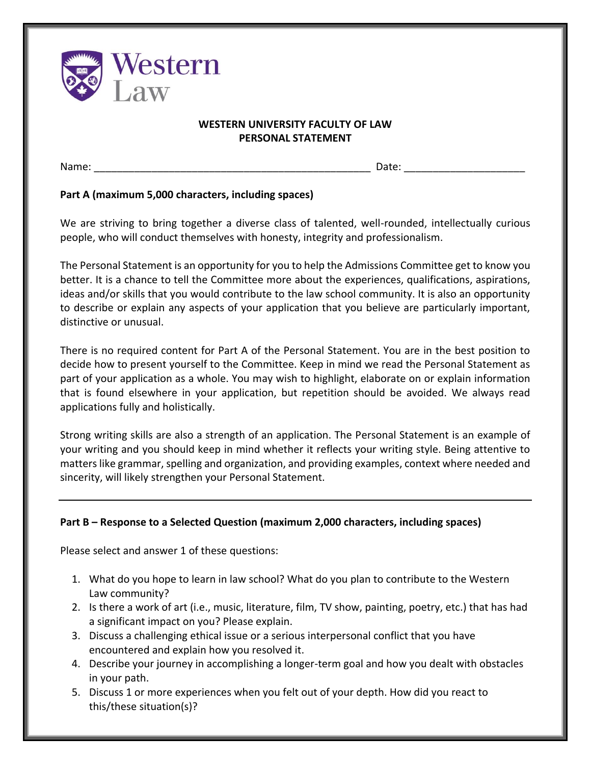Western Law

# WESTERN UNIVERSITY FACULTY OF LAW
## PERSONAL STATEMENT

Name: ________________________________________________ Date: ____________________

**Part A (maximum 5,000 characters, including spaces)**

We are striving to bring together a diverse class of talented, well-rounded, intellectually curious people, who will conduct themselves with honesty, integrity and professionalism.

The Personal Statement is an opportunity for you to help the Admissions Committee get to know you better. It is a chance to tell the Committee more about the experiences, qualifications, aspirations, ideas and/or skills that you would contribute to the law school community. It is also an opportunity to describe or explain any aspects of your application that you believe are particularly important, distinctive or unusual.

There is no required content for Part A of the Personal Statement. You are in the best position to decide how to present yourself to the Committee. Keep in mind we read the Personal Statement as part of your application as a whole. You may wish to highlight, elaborate on or explain information that is found elsewhere in your application, but repetition should be avoided. We always read applications fully and holistically.

Strong writing skills are also a strength of an application. The Personal Statement is an example of your writing and you should keep in mind whether it reflects your writing style. Being attentive to matters like grammar, spelling and organization, and providing examples, context where needed and sincerity, will likely strengthen your Personal Statement.

---

**Part B – Response to a Selected Question (maximum 2,000 characters, including spaces)**

Please select and answer 1 of these questions:

1. What do you hope to learn in law school? What do you plan to contribute to the Western Law community?
2. Is there a work of art (i.e., music, literature, film, TV show, painting, poetry, etc.) that has had a significant impact on you? Please explain.
3. Discuss a challenging ethical issue or a serious interpersonal conflict that you have encountered and explain how you resolved it.
4. Describe your journey in accomplishing a longer-term goal and how you dealt with obstacles in your path.
5. Discuss 1 or more experiences when you felt out of your depth. How did you react to this/these situation(s)?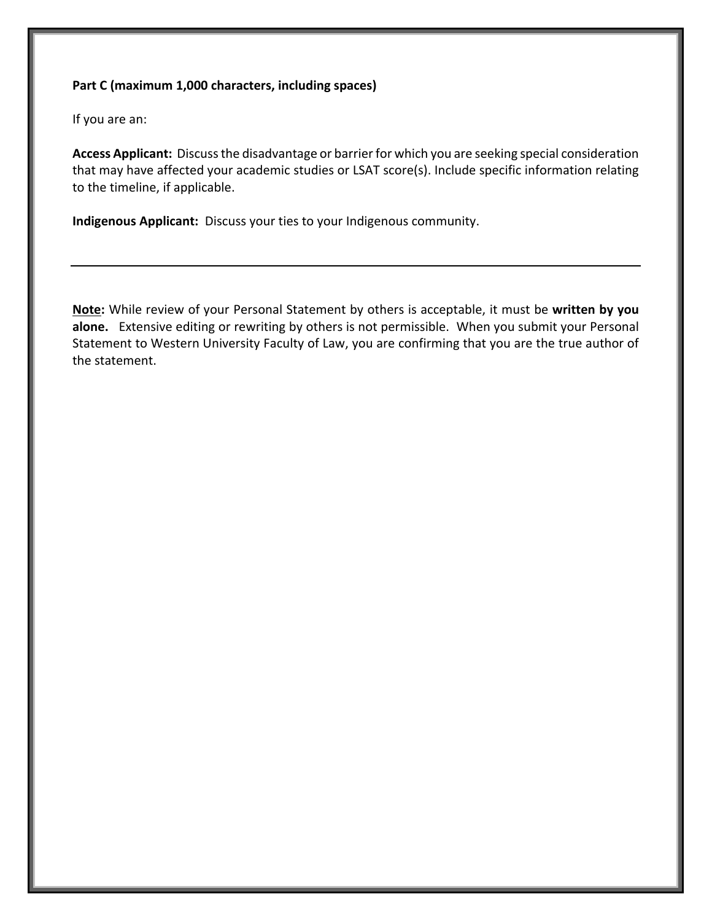**Part C (maximum 1,000 characters, including spaces)**

If you are an:

**Access Applicant:** Discuss the disadvantage or barrier for which you are seeking special consideration that may have affected your academic studies or LSAT score(s). Include specific information relating to the timeline, if applicable.

**Indigenous Applicant:** Discuss your ties to your Indigenous community.

---

<u>**Note**</u>**:** While review of your Personal Statement by others is acceptable, it must be **written by you alone.** Extensive editing or rewriting by others is not permissible. When you submit your Personal Statement to Western University Faculty of Law, you are confirming that you are the true author of the statement.